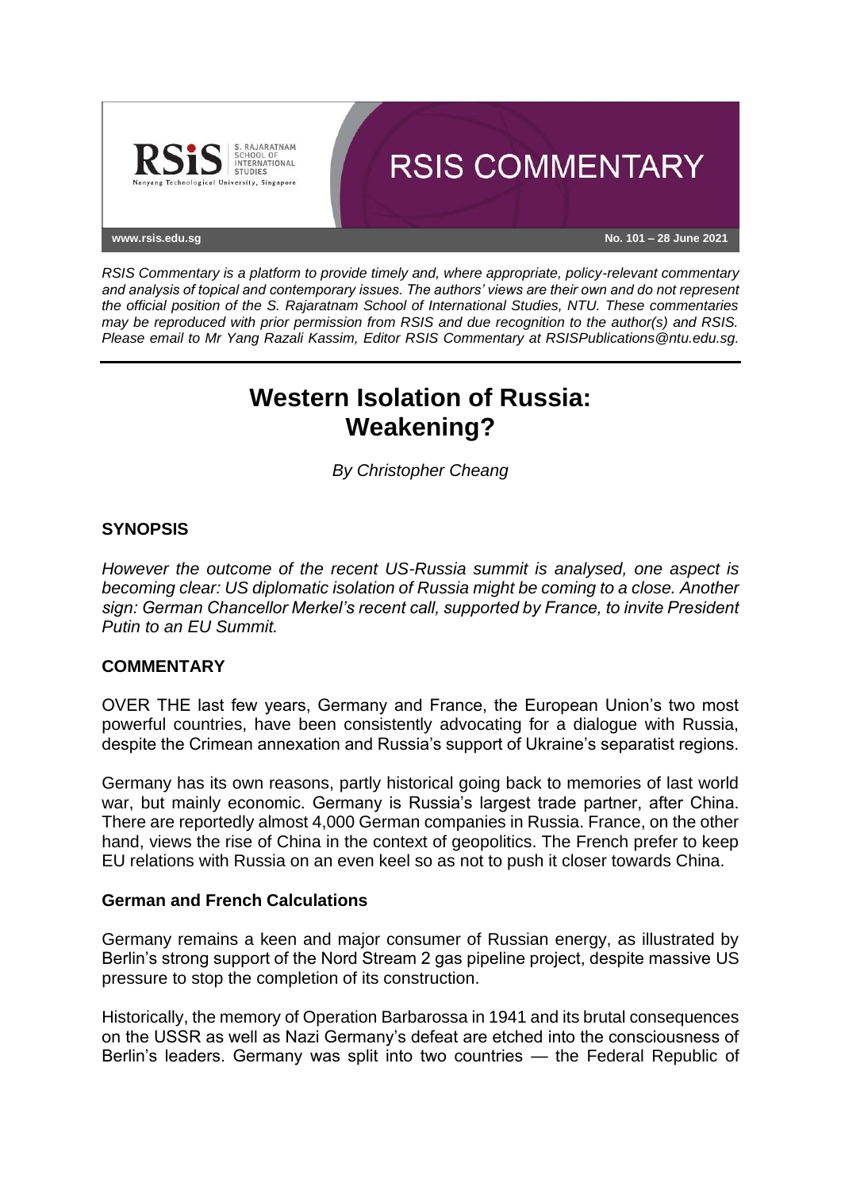RSIS COMMENTARY

www.rsis.edu.sg

No. 101 – 28 June 2021

*RSIS Commentary is a platform to provide timely and, where appropriate, policy-relevant commentary and analysis of topical and contemporary issues. The authors' views are their own and do not represent the official position of the S. Rajaratnam School of International Studies, NTU. These commentaries may be reproduced with prior permission from RSIS and due recognition to the author(s) and RSIS. Please email to Mr Yang Razali Kassim, Editor RSIS Commentary at RSISPublications@ntu.edu.sg.*

# Western Isolation of Russia: Weakening?

*By Christopher Cheang*

## SYNOPSIS

*However the outcome of the recent US-Russia summit is analysed, one aspect is becoming clear: US diplomatic isolation of Russia might be coming to a close. Another sign: German Chancellor Merkel's recent call, supported by France, to invite President Putin to an EU Summit.*

## COMMENTARY

OVER THE last few years, Germany and France, the European Union's two most powerful countries, have been consistently advocating for a dialogue with Russia, despite the Crimean annexation and Russia's support of Ukraine's separatist regions.

Germany has its own reasons, partly historical going back to memories of last world war, but mainly economic. Germany is Russia's largest trade partner, after China. There are reportedly almost 4,000 German companies in Russia. France, on the other hand, views the rise of China in the context of geopolitics. The French prefer to keep EU relations with Russia on an even keel so as not to push it closer towards China.

### German and French Calculations

Germany remains a keen and major consumer of Russian energy, as illustrated by Berlin's strong support of the Nord Stream 2 gas pipeline project, despite massive US pressure to stop the completion of its construction.

Historically, the memory of Operation Barbarossa in 1941 and its brutal consequences on the USSR as well as Nazi Germany's defeat are etched into the consciousness of Berlin's leaders. Germany was split into two countries — the Federal Republic of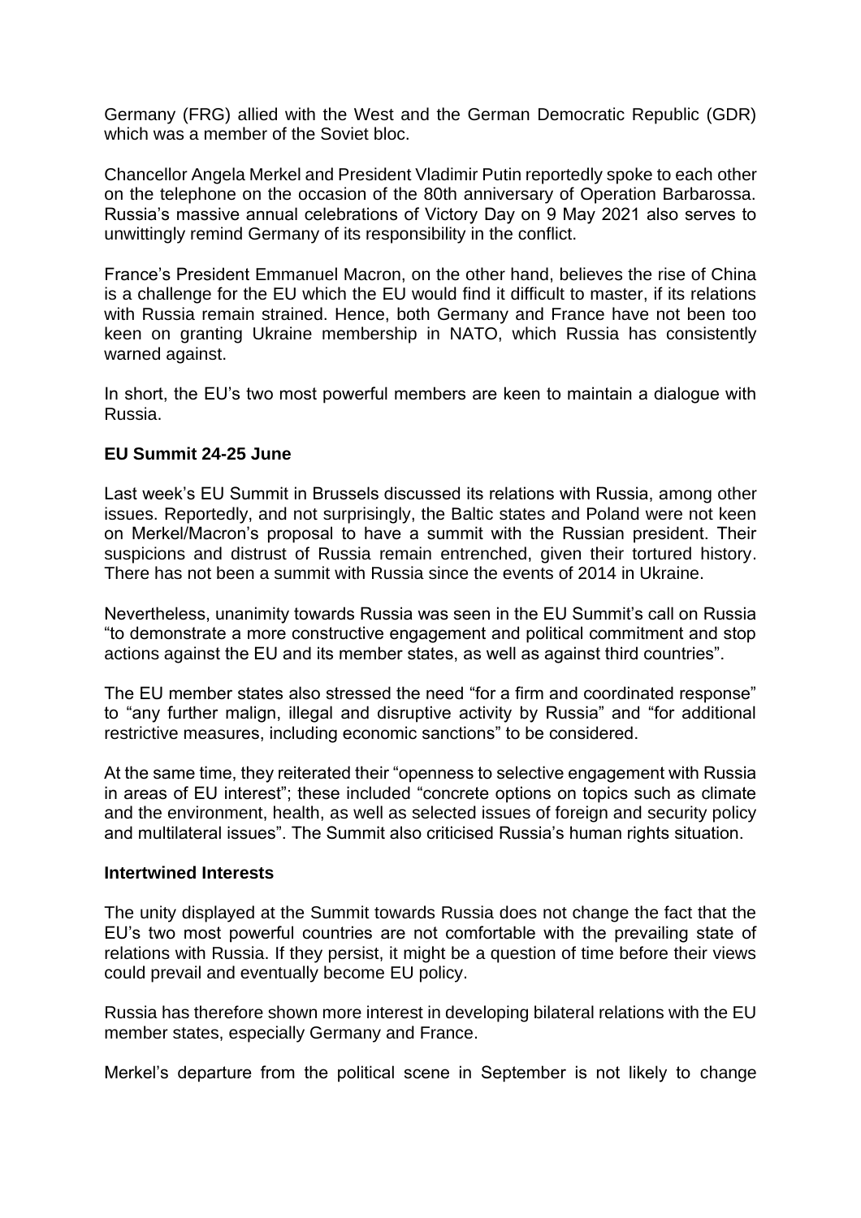Germany (FRG) allied with the West and the German Democratic Republic (GDR) which was a member of the Soviet bloc.

Chancellor Angela Merkel and President Vladimir Putin reportedly spoke to each other on the telephone on the occasion of the 80th anniversary of Operation Barbarossa. Russia's massive annual celebrations of Victory Day on 9 May 2021 also serves to unwittingly remind Germany of its responsibility in the conflict.

France's President Emmanuel Macron, on the other hand, believes the rise of China is a challenge for the EU which the EU would find it difficult to master, if its relations with Russia remain strained. Hence, both Germany and France have not been too keen on granting Ukraine membership in NATO, which Russia has consistently warned against.

In short, the EU's two most powerful members are keen to maintain a dialogue with Russia.

**EU Summit 24-25 June**

Last week's EU Summit in Brussels discussed its relations with Russia, among other issues. Reportedly, and not surprisingly, the Baltic states and Poland were not keen on Merkel/Macron's proposal to have a summit with the Russian president. Their suspicions and distrust of Russia remain entrenched, given their tortured history. There has not been a summit with Russia since the events of 2014 in Ukraine.

Nevertheless, unanimity towards Russia was seen in the EU Summit's call on Russia "to demonstrate a more constructive engagement and political commitment and stop actions against the EU and its member states, as well as against third countries".

The EU member states also stressed the need "for a firm and coordinated response" to "any further malign, illegal and disruptive activity by Russia" and "for additional restrictive measures, including economic sanctions" to be considered.

At the same time, they reiterated their "openness to selective engagement with Russia in areas of EU interest"; these included "concrete options on topics such as climate and the environment, health, as well as selected issues of foreign and security policy and multilateral issues". The Summit also criticised Russia's human rights situation.

**Intertwined Interests**

The unity displayed at the Summit towards Russia does not change the fact that the EU's two most powerful countries are not comfortable with the prevailing state of relations with Russia. If they persist, it might be a question of time before their views could prevail and eventually become EU policy.

Russia has therefore shown more interest in developing bilateral relations with the EU member states, especially Germany and France.

Merkel's departure from the political scene in September is not likely to change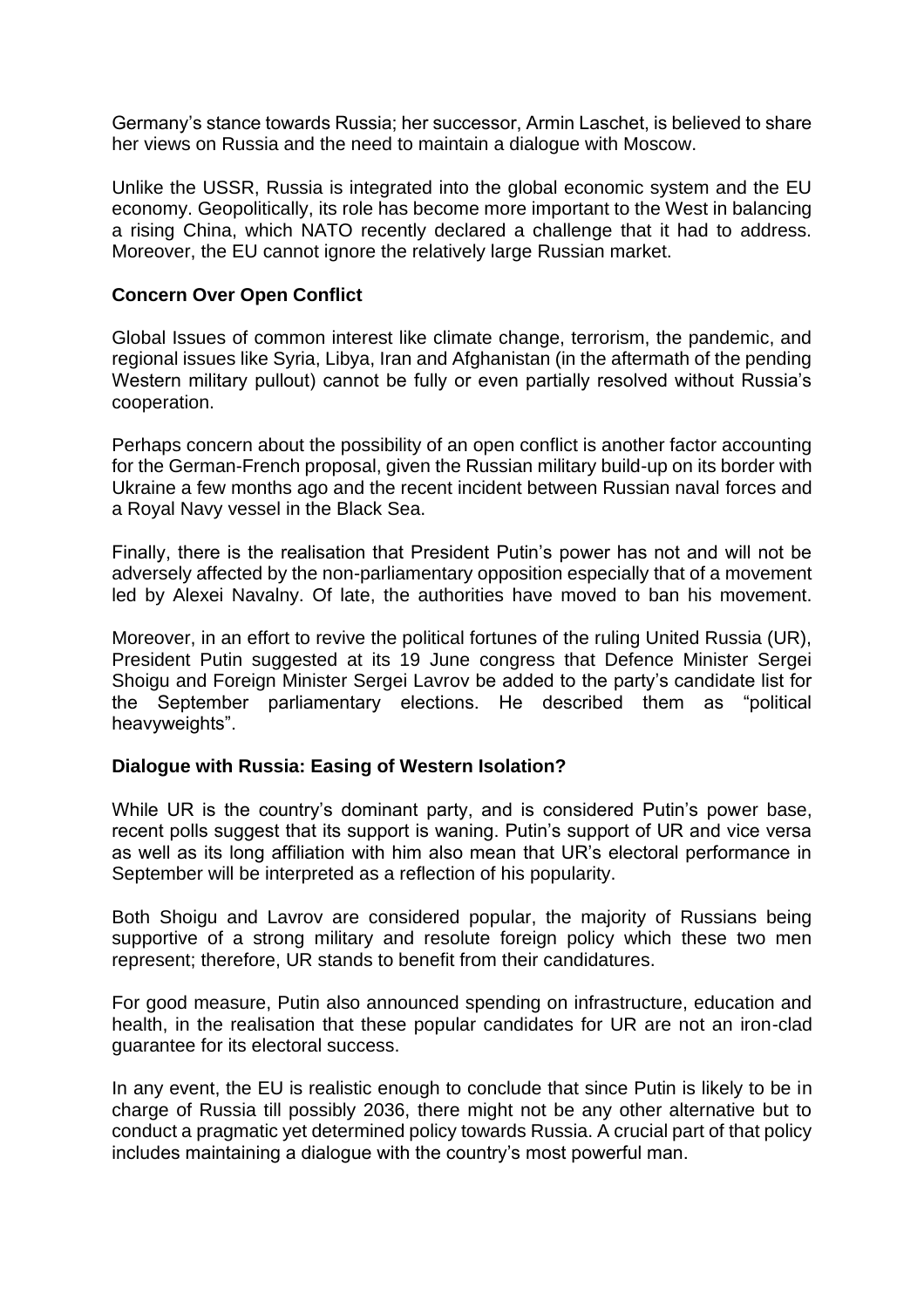Germany's stance towards Russia; her successor, Armin Laschet, is believed to share her views on Russia and the need to maintain a dialogue with Moscow.

Unlike the USSR, Russia is integrated into the global economic system and the EU economy. Geopolitically, its role has become more important to the West in balancing a rising China, which NATO recently declared a challenge that it had to address. Moreover, the EU cannot ignore the relatively large Russian market.

**Concern Over Open Conflict**

Global Issues of common interest like climate change, terrorism, the pandemic, and regional issues like Syria, Libya, Iran and Afghanistan (in the aftermath of the pending Western military pullout) cannot be fully or even partially resolved without Russia's cooperation.

Perhaps concern about the possibility of an open conflict is another factor accounting for the German-French proposal, given the Russian military build-up on its border with Ukraine a few months ago and the recent incident between Russian naval forces and a Royal Navy vessel in the Black Sea.

Finally, there is the realisation that President Putin's power has not and will not be adversely affected by the non-parliamentary opposition especially that of a movement led by Alexei Navalny. Of late, the authorities have moved to ban his movement.

Moreover, in an effort to revive the political fortunes of the ruling United Russia (UR), President Putin suggested at its 19 June congress that Defence Minister Sergei Shoigu and Foreign Minister Sergei Lavrov be added to the party's candidate list for the September parliamentary elections. He described them as "political heavyweights".

**Dialogue with Russia: Easing of Western Isolation?**

While UR is the country's dominant party, and is considered Putin's power base, recent polls suggest that its support is waning. Putin's support of UR and vice versa as well as its long affiliation with him also mean that UR's electoral performance in September will be interpreted as a reflection of his popularity.

Both Shoigu and Lavrov are considered popular, the majority of Russians being supportive of a strong military and resolute foreign policy which these two men represent; therefore, UR stands to benefit from their candidatures.

For good measure, Putin also announced spending on infrastructure, education and health, in the realisation that these popular candidates for UR are not an iron-clad guarantee for its electoral success.

In any event, the EU is realistic enough to conclude that since Putin is likely to be in charge of Russia till possibly 2036, there might not be any other alternative but to conduct a pragmatic yet determined policy towards Russia. A crucial part of that policy includes maintaining a dialogue with the country's most powerful man.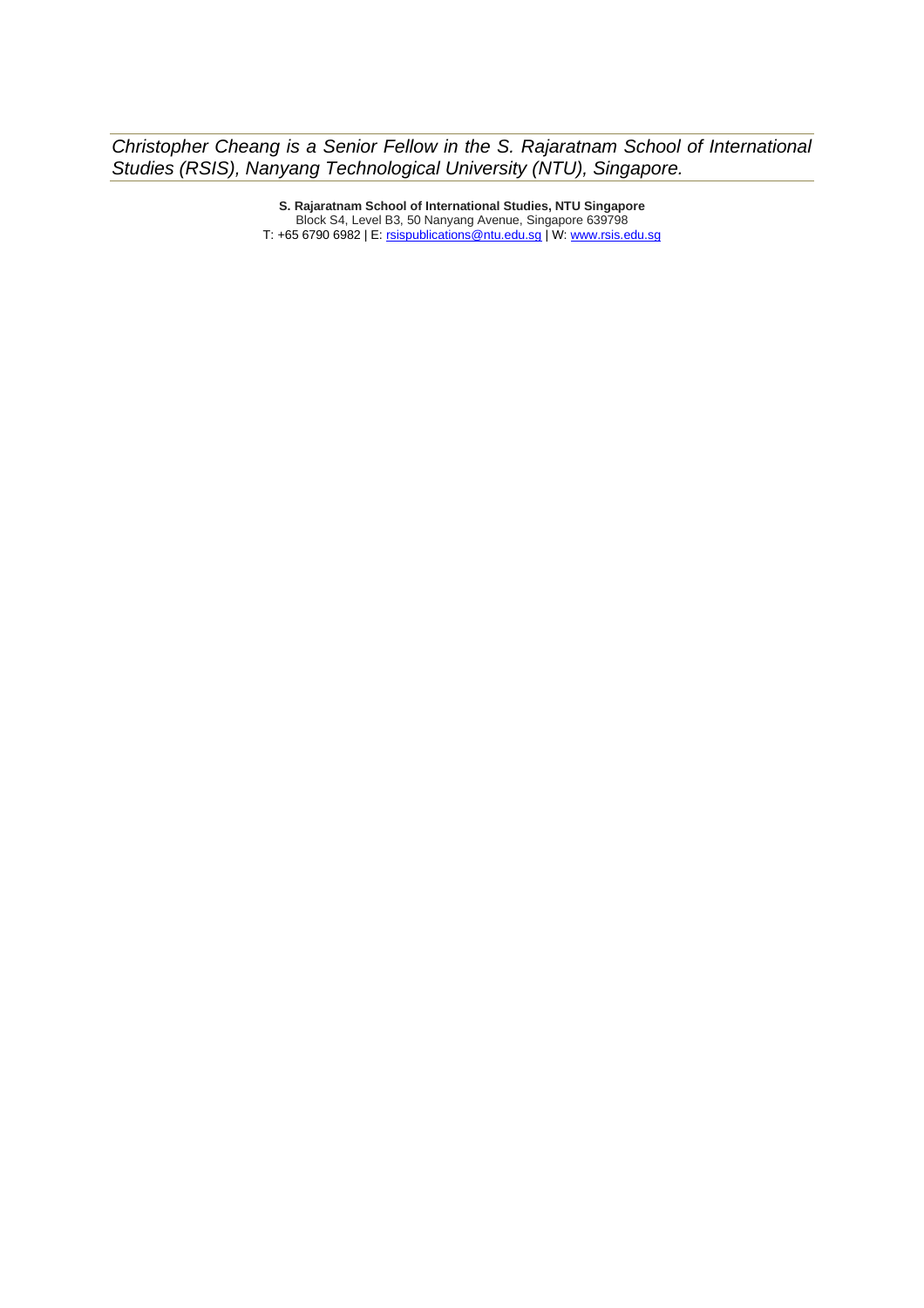*Christopher Cheang is a Senior Fellow in the S. Rajaratnam School of International Studies (RSIS), Nanyang Technological University (NTU), Singapore.*

**S. Rajaratnam School of International Studies, NTU Singapore**
Block S4, Level B3, 50 Nanyang Avenue, Singapore 639798
T: +65 6790 6982 | E: rsispublications@ntu.edu.sg | W: www.rsis.edu.sg